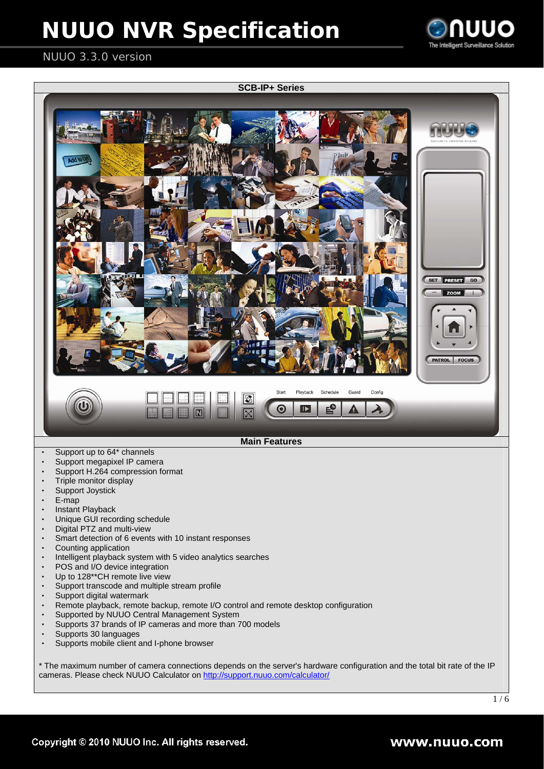# NUUO NVR Specification

NUUO 3.3.0 version

## SCB-IP+ Series

## Main Features

- Support up to 64* channels
- Support megapixel IP camera
- Support H.264 compression format
- Triple monitor display
- Support Joystick
- E-map
- Instant Playback
- Unique GUI recording schedule
- Digital PTZ and multi-view
- Smart detection of 6 events with 10 instant responses
- Counting application
- Intelligent playback system with 5 video analytics searches
- POS and I/O device integration
- Up to 128**CH remote live view
- Support transcode and multiple stream profile
- Support digital watermark
- Remote playback, remote backup, remote I/O control and remote desktop configuration
- Supported by NUUO Central Management System
- Supports 37 brands of IP cameras and more than 700 models
- Supports 30 languages
- Supports mobile client and I-phone browser

* The maximum number of camera connections depends on the server's hardware configuration and the total bit rate of the IP cameras. Please check NUUO Calculator on http://support.nuuo.com/calculator/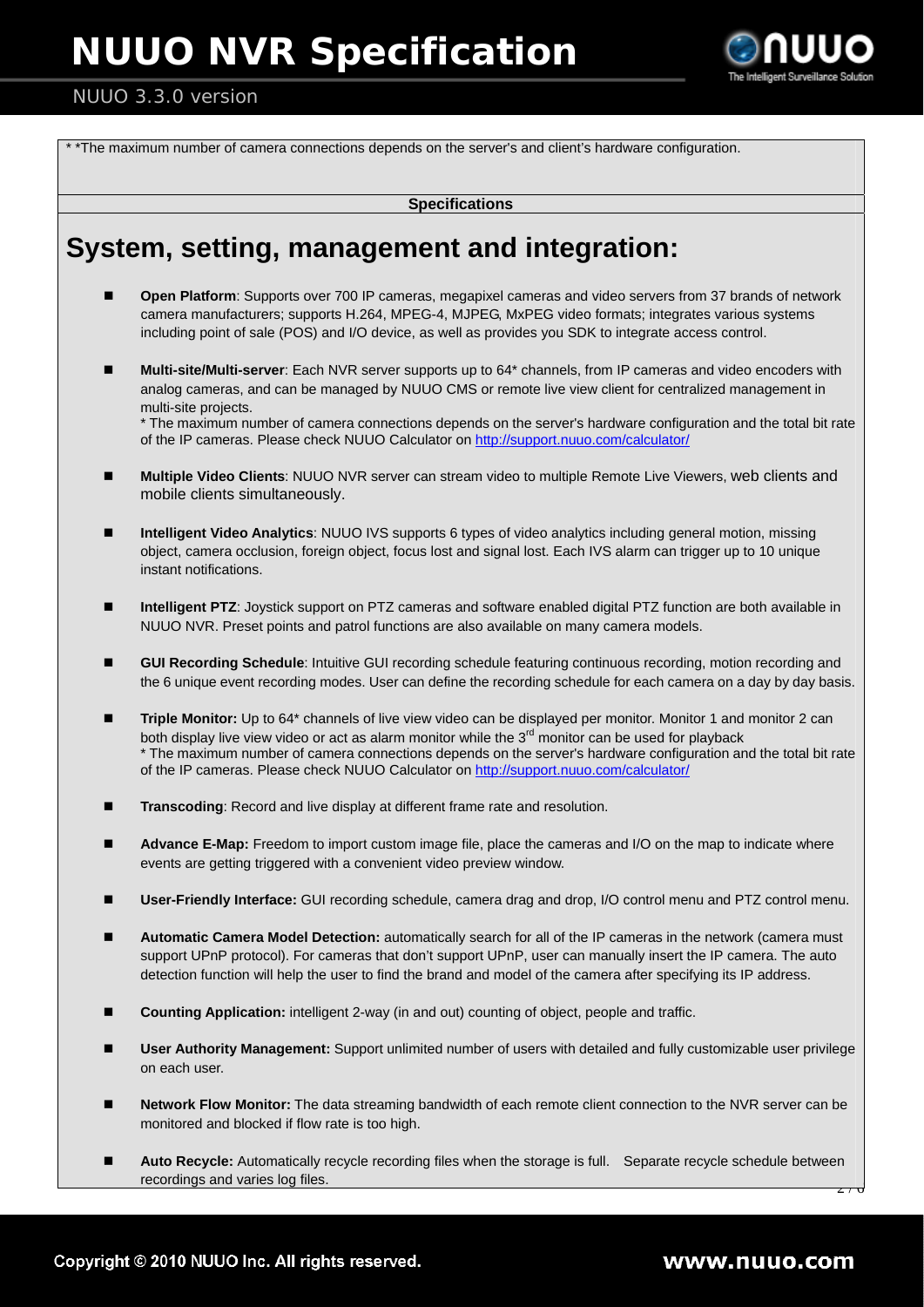* *The maximum number of camera connections depends on the server's and client's hardware configuration.

**Specifications**

# System, setting, management and integration:

- **Open Platform**: Supports over 700 IP cameras, megapixel cameras and video servers from 37 brands of network camera manufacturers; supports H.264, MPEG-4, MJPEG, MxPEG video formats; integrates various systems including point of sale (POS) and I/O device, as well as provides you SDK to integrate access control.

- **Multi-site/Multi-server**: Each NVR server supports up to 64* channels, from IP cameras and video encoders with analog cameras, and can be managed by NUUO CMS or remote live view client for centralized management in multi-site projects.
  * The maximum number of camera connections depends on the server's hardware configuration and the total bit rate of the IP cameras. Please check NUUO Calculator on http://support.nuuo.com/calculator/

- **Multiple Video Clients**: NUUO NVR server can stream video to multiple Remote Live Viewers, web clients and mobile clients simultaneously.

- **Intelligent Video Analytics**: NUUO IVS supports 6 types of video analytics including general motion, missing object, camera occlusion, foreign object, focus lost and signal lost. Each IVS alarm can trigger up to 10 unique instant notifications.

- **Intelligent PTZ**: Joystick support on PTZ cameras and software enabled digital PTZ function are both available in NUUO NVR. Preset points and patrol functions are also available on many camera models.

- **GUI Recording Schedule**: Intuitive GUI recording schedule featuring continuous recording, motion recording and the 6 unique event recording modes. User can define the recording schedule for each camera on a day by day basis.

- **Triple Monitor:** Up to 64* channels of live view video can be displayed per monitor. Monitor 1 and monitor 2 can both display live view video or act as alarm monitor while the 3rd monitor can be used for playback
  * The maximum number of camera connections depends on the server's hardware configuration and the total bit rate of the IP cameras. Please check NUUO Calculator on http://support.nuuo.com/calculator/

- **Transcoding**: Record and live display at different frame rate and resolution.

- **Advance E-Map:** Freedom to import custom image file, place the cameras and I/O on the map to indicate where events are getting triggered with a convenient video preview window.

- **User-Friendly Interface:** GUI recording schedule, camera drag and drop, I/O control menu and PTZ control menu.

- **Automatic Camera Model Detection:** automatically search for all of the IP cameras in the network (camera must support UPnP protocol). For cameras that don't support UPnP, user can manually insert the IP camera. The auto detection function will help the user to find the brand and model of the camera after specifying its IP address.

- **Counting Application:** intelligent 2-way (in and out) counting of object, people and traffic.

- **User Authority Management:** Support unlimited number of users with detailed and fully customizable user privilege on each user.

- **Network Flow Monitor:** The data streaming bandwidth of each remote client connection to the NVR server can be monitored and blocked if flow rate is too high.

- **Auto Recycle:** Automatically recycle recording files when the storage is full. Separate recycle schedule between recordings and varies log files.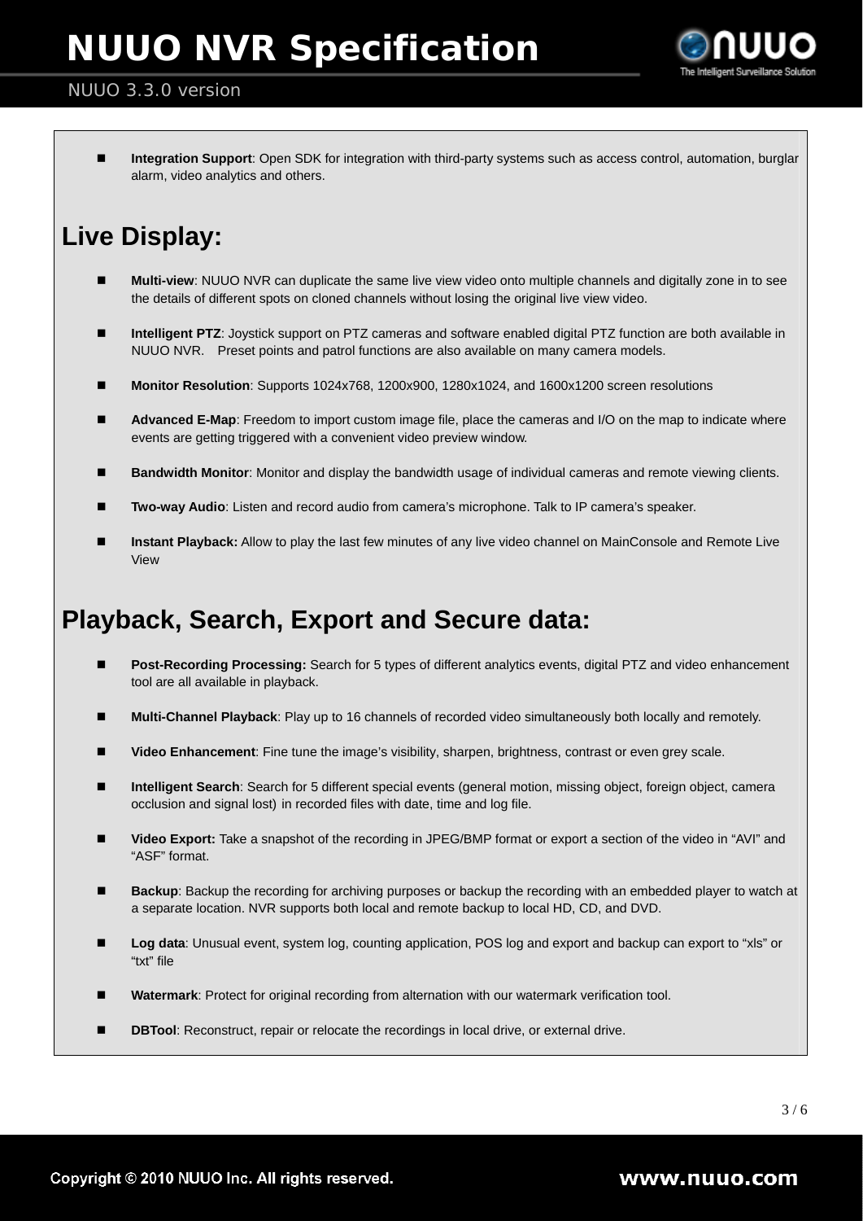- **Integration Support**: Open SDK for integration with third-party systems such as access control, automation, burglar alarm, video analytics and others.

## Live Display:

- **Multi-view**: NUUO NVR can duplicate the same live view video onto multiple channels and digitally zone in to see the details of different spots on cloned channels without losing the original live view video.
- **Intelligent PTZ**: Joystick support on PTZ cameras and software enabled digital PTZ function are both available in NUUO NVR. Preset points and patrol functions are also available on many camera models.
- **Monitor Resolution**: Supports 1024x768, 1200x900, 1280x1024, and 1600x1200 screen resolutions
- **Advanced E-Map**: Freedom to import custom image file, place the cameras and I/O on the map to indicate where events are getting triggered with a convenient video preview window.
- **Bandwidth Monitor**: Monitor and display the bandwidth usage of individual cameras and remote viewing clients.
- **Two-way Audio**: Listen and record audio from camera's microphone. Talk to IP camera's speaker.
- **Instant Playback:** Allow to play the last few minutes of any live video channel on MainConsole and Remote Live View

## Playback, Search, Export and Secure data:

- **Post-Recording Processing:** Search for 5 types of different analytics events, digital PTZ and video enhancement tool are all available in playback.
- **Multi-Channel Playback**: Play up to 16 channels of recorded video simultaneously both locally and remotely.
- **Video Enhancement**: Fine tune the image's visibility, sharpen, brightness, contrast or even grey scale.
- **Intelligent Search**: Search for 5 different special events (general motion, missing object, foreign object, camera occlusion and signal lost) in recorded files with date, time and log file.
- **Video Export:** Take a snapshot of the recording in JPEG/BMP format or export a section of the video in "AVI" and "ASF" format.
- **Backup**: Backup the recording for archiving purposes or backup the recording with an embedded player to watch at a separate location. NVR supports both local and remote backup to local HD, CD, and DVD.
- **Log data**: Unusual event, system log, counting application, POS log and export and backup can export to "xls" or "txt" file
- **Watermark**: Protect for original recording from alternation with our watermark verification tool.
- **DBTool**: Reconstruct, repair or relocate the recordings in local drive, or external drive.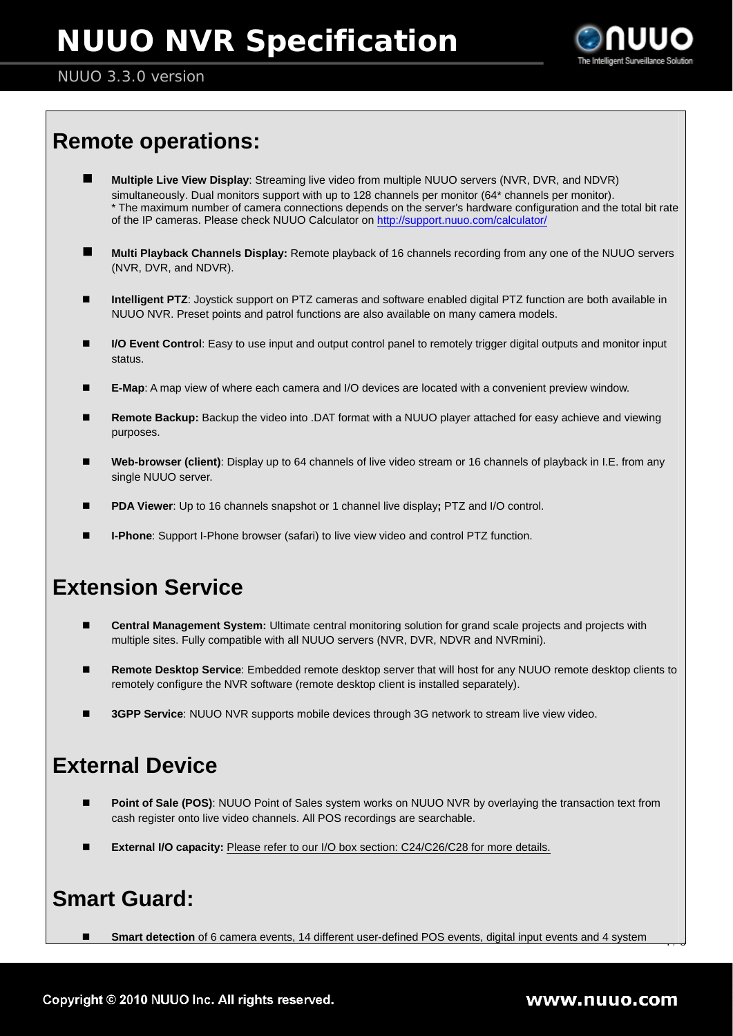## Remote operations:

- **Multiple Live View Display**: Streaming live video from multiple NUUO servers (NVR, DVR, and NDVR) simultaneously. Dual monitors support with up to 128 channels per monitor (64* channels per monitor).
  * The maximum number of camera connections depends on the server's hardware configuration and the total bit rate of the IP cameras. Please check NUUO Calculator on http://support.nuuo.com/calculator/
- **Multi Playback Channels Display:** Remote playback of 16 channels recording from any one of the NUUO servers (NVR, DVR, and NDVR).
- **Intelligent PTZ**: Joystick support on PTZ cameras and software enabled digital PTZ function are both available in NUUO NVR. Preset points and patrol functions are also available on many camera models.
- **I/O Event Control**: Easy to use input and output control panel to remotely trigger digital outputs and monitor input status.
- **E-Map**: A map view of where each camera and I/O devices are located with a convenient preview window.
- **Remote Backup:** Backup the video into .DAT format with a NUUO player attached for easy achieve and viewing purposes.
- **Web-browser (client)**: Display up to 64 channels of live video stream or 16 channels of playback in I.E. from any single NUUO server.
- **PDA Viewer**: Up to 16 channels snapshot or 1 channel live display**;** PTZ and I/O control.
- **I-Phone**: Support I-Phone browser (safari) to live view video and control PTZ function.

## Extension Service

- **Central Management System:** Ultimate central monitoring solution for grand scale projects and projects with multiple sites. Fully compatible with all NUUO servers (NVR, DVR, NDVR and NVRmini).
- **Remote Desktop Service**: Embedded remote desktop server that will host for any NUUO remote desktop clients to remotely configure the NVR software (remote desktop client is installed separately).
- **3GPP Service**: NUUO NVR supports mobile devices through 3G network to stream live view video.

## External Device

- **Point of Sale (POS)**: NUUO Point of Sales system works on NUUO NVR by overlaying the transaction text from cash register onto live video channels. All POS recordings are searchable.
- **External I/O capacity:** Please refer to our I/O box section: C24/C26/C28 for more details.

## Smart Guard:

- **Smart detection** of 6 camera events, 14 different user-defined POS events, digital input events and 4 system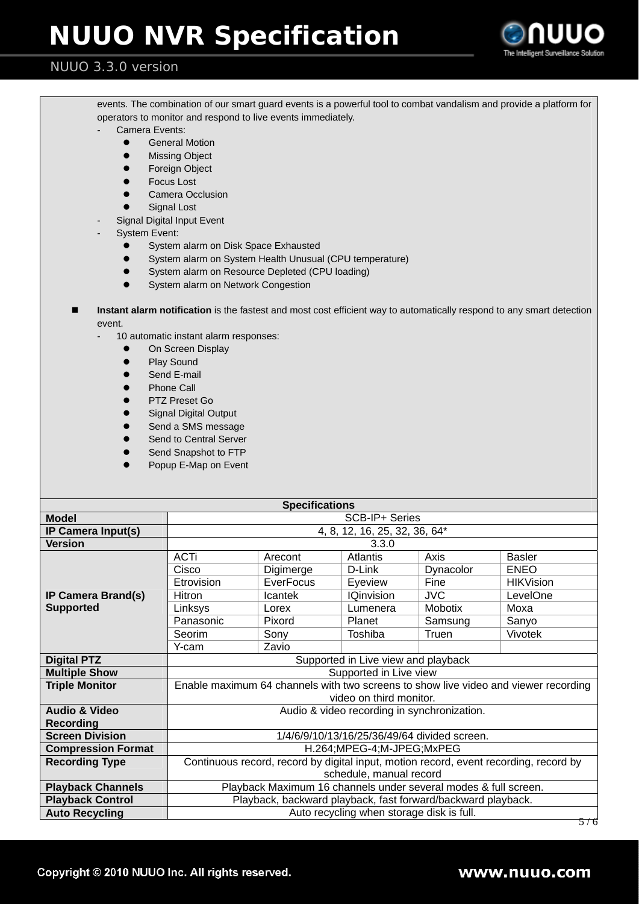events. The combination of our smart guard events is a powerful tool to combat vandalism and provide a platform for operators to monitor and respond to live events immediately.

- Camera Events:
  - General Motion
  - Missing Object
  - Foreign Object
  - Focus Lost
  - Camera Occlusion
  - Signal Lost
- Signal Digital Input Event
- System Event:
  - System alarm on Disk Space Exhausted
  - System alarm on System Health Unusual (CPU temperature)
  - System alarm on Resource Depleted (CPU loading)
  - System alarm on Network Congestion

- **Instant alarm notification** is the fastest and most cost efficient way to automatically respond to any smart detection event.
  - 10 automatic instant alarm responses:
    - On Screen Display
    - Play Sound
    - Send E-mail
    - Phone Call
    - PTZ Preset Go
    - Signal Digital Output
    - Send a SMS message
    - Send to Central Server
    - Send Snapshot to FTP
    - Popup E-Map on Event

| Specifications | | | | | |
|---|---|---|---|---|---|
| **Model** | SCB-IP+ Series | | | | |
| **IP Camera Input(s)** | 4, 8, 12, 16, 25, 32, 36, 64* | | | | |
| **Version** | 3.3.0 | | | | |
| **IP Camera Brand(s) Supported** | ACTi | Arecont | Atlantis | Axis | Basler |
| | Cisco | Digimerge | D-Link | Dynacolor | ENEO |
| | Etrovision | EverFocus | Eyeview | Fine | HIKVision |
| | Hitron | Icantek | IQinvision | JVC | LevelOne |
| | Linksys | Lorex | Lumenera | Mobotix | Moxa |
| | Panasonic | Pixord | Planet | Samsung | Sanyo |
| | Seorim | Sony | Toshiba | Truen | Vivotek |
| | Y-cam | Zavio | | | |
| **Digital PTZ** | Supported in Live view and playback | | | | |
| **Multiple Show** | Supported in Live view | | | | |
| **Triple Monitor** | Enable maximum 64 channels with two screens to show live video and viewer recording video on third monitor. | | | | |
| **Audio & Video Recording** | Audio & video recording in synchronization. | | | | |
| **Screen Division** | 1/4/6/9/10/13/16/25/36/49/64 divided screen. | | | | |
| **Compression Format** | H.264;MPEG-4;M-JPEG;MxPEG | | | | |
| **Recording Type** | Continuous record, record by digital input, motion record, event recording, record by schedule, manual record | | | | |
| **Playback Channels** | Playback Maximum 16 channels under several modes & full screen. | | | | |
| **Playback Control** | Playback, backward playback, fast forward/backward playback. | | | | |
| **Auto Recycling** | Auto recycling when storage disk is full. | | | | |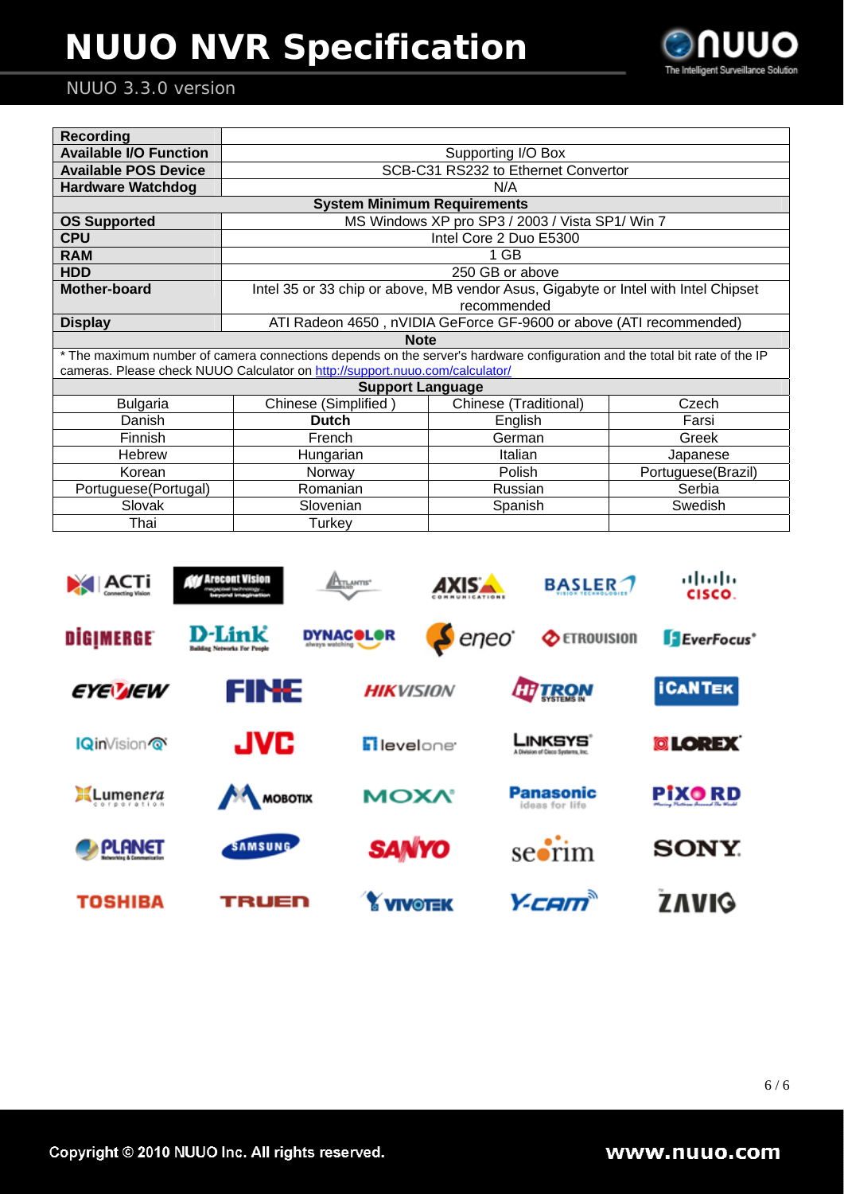| | |
|---|---|
| **Recording** | |
| **Available I/O Function** | Supporting I/O Box |
| **Available POS Device** | SCB-C31 RS232 to Ethernet Convertor |
| **Hardware Watchdog** | N/A |
| **System Minimum Requirements** | |
| **OS Supported** | MS Windows XP pro SP3 / 2003 / Vista SP1/ Win 7 |
| **CPU** | Intel Core 2 Duo E5300 |
| **RAM** | 1 GB |
| **HDD** | 250 GB or above |
| **Mother-board** | Intel 35 or 33 chip or above, MB vendor Asus, Gigabyte or Intel with Intel Chipset recommended |
| **Display** | ATI Radeon 4650 , nVIDIA GeForce GF-9600 or above (ATI recommended) |
| **Note** | |
| * The maximum number of camera connections depends on the server's hardware configuration and the total bit rate of the IP cameras. Please check NUUO Calculator on http://support.nuuo.com/calculator/ | |

| **Support Language** | | | |
|---|---|---|---|
| Bulgaria | Chinese (Simplified ) | Chinese (Traditional) | Czech |
| Danish | **Dutch** | English | Farsi |
| Finnish | French | German | Greek |
| Hebrew | Hungarian | Italian | Japanese |
| Korean | Norway | Polish | Portuguese(Brazil) |
| Portuguese(Portugal) | Romanian | Russian | Serbia |
| Slovak | Slovenian | Spanish | Swedish |
| Thai | Turkey | | |

ACTi, Arecont Vision, Atlantis, AXIS, BASLER, Cisco, DIGIMERGE, D-Link, DYNACOLOR, eneo, ETROVISION, EverFocus, EYEVIEW, FINE, HIKVISION, HiTRON, iCANTEK, IQinVision, JVC, levelone, LINKSYS, LOREX, Lumenera, MOBOTIX, MOXA, Panasonic, PIXORD, PLANET, SAMSUNG, SANYO, seorim, SONY, TOSHIBA, TRUEN, VIVOTEK, Y-cam, ZAVIO